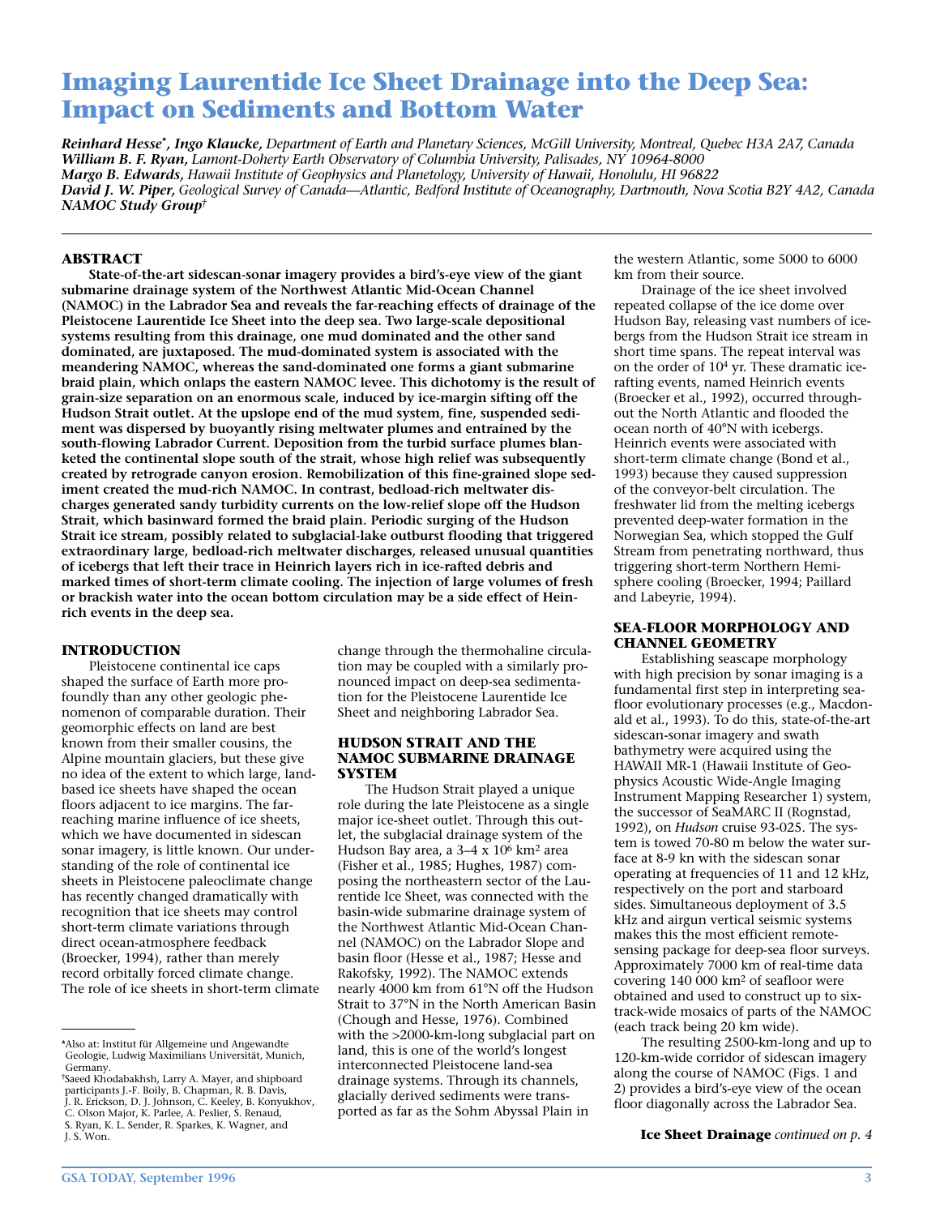# Imaging Laurentide Ice Sheet Drainage into the Deep Sea: Impact on Sediments and Bottom Water

***Reinhard Hesse\*, Ingo Klaucke,** Department of Earth and Planetary Sciences, McGill University, Montreal, Quebec H3A 2A7, Canada*
***William B. F. Ryan,** Lamont-Doherty Earth Observatory of Columbia University, Palisades, NY 10964-8000*
***Margo B. Edwards,** Hawaii Institute of Geophysics and Planetology, University of Hawaii, Honolulu, HI 96822*
***David J. W. Piper,** Geological Survey of Canada—Atlantic, Bedford Institute of Oceanography, Dartmouth, Nova Scotia B2Y 4A2, Canada*
***NAMOC Study Group†***

## ABSTRACT

**State-of-the-art sidescan-sonar imagery provides a bird's-eye view of the giant submarine drainage system of the Northwest Atlantic Mid-Ocean Channel (NAMOC) in the Labrador Sea and reveals the far-reaching effects of drainage of the Pleistocene Laurentide Ice Sheet into the deep sea. Two large-scale depositional systems resulting from this drainage, one mud dominated and the other sand dominated, are juxtaposed. The mud-dominated system is associated with the meandering NAMOC, whereas the sand-dominated one forms a giant submarine braid plain, which onlaps the eastern NAMOC levee. This dichotomy is the result of grain-size separation on an enormous scale, induced by ice-margin sifting off the Hudson Strait outlet. At the upslope end of the mud system, fine, suspended sediment was dispersed by buoyantly rising meltwater plumes and entrained by the south-flowing Labrador Current. Deposition from the turbid surface plumes blanketed the continental slope south of the strait, whose high relief was subsequently created by retrograde canyon erosion. Remobilization of this fine-grained slope sediment created the mud-rich NAMOC. In contrast, bedload-rich meltwater discharges generated sandy turbidity currents on the low-relief slope off the Hudson Strait, which basinward formed the braid plain. Periodic surging of the Hudson Strait ice stream, possibly related to subglacial-lake outburst flooding that triggered extraordinary large, bedload-rich meltwater discharges, released unusual quantities of icebergs that left their trace in Heinrich layers rich in ice-rafted debris and marked times of short-term climate cooling. The injection of large volumes of fresh or brackish water into the ocean bottom circulation may be a side effect of Heinrich events in the deep sea.**

## INTRODUCTION

Pleistocene continental ice caps shaped the surface of Earth more profoundly than any other geologic phenomenon of comparable duration. Their geomorphic effects on land are best known from their smaller cousins, the Alpine mountain glaciers, but these give no idea of the extent to which large, land-based ice sheets have shaped the ocean floors adjacent to ice margins. The far-reaching marine influence of ice sheets, which we have documented in sidescan sonar imagery, is little known. Our understanding of the role of continental ice sheets in Pleistocene paleoclimate change has recently changed dramatically with recognition that ice sheets may control short-term climate variations through direct ocean-atmosphere feedback (Broecker, 1994), rather than merely record orbitally forced climate change. The role of ice sheets in short-term climate change through the thermohaline circulation may be coupled with a similarly pronounced impact on deep-sea sedimentation for the Pleistocene Laurentide Ice Sheet and neighboring Labrador Sea.

## HUDSON STRAIT AND THE NAMOC SUBMARINE DRAINAGE SYSTEM

The Hudson Strait played a unique role during the late Pleistocene as a single major ice-sheet outlet. Through this outlet, the subglacial drainage system of the Hudson Bay area, a 3–4 x $10^6$ km² area (Fisher et al., 1985; Hughes, 1987) composing the northeastern sector of the Laurentide Ice Sheet, was connected with the basin-wide submarine drainage system of the Northwest Atlantic Mid-Ocean Channel (NAMOC) on the Labrador Slope and basin floor (Hesse et al., 1987; Hesse and Rakofsky, 1992). The NAMOC extends nearly 4000 km from 61°N off the Hudson Strait to 37°N in the North American Basin (Chough and Hesse, 1976). Combined with the >2000-km-long subglacial part on land, this is one of the world's longest interconnected Pleistocene land-sea drainage systems. Through its channels, glacially derived sediments were transported as far as the Sohm Abyssal Plain in the western Atlantic, some 5000 to 6000 km from their source.

Drainage of the ice sheet involved repeated collapse of the ice dome over Hudson Bay, releasing vast numbers of icebergs from the Hudson Strait ice stream in short time spans. The repeat interval was on the order of $10^4$ yr. These dramatic ice-rafting events, named Heinrich events (Broecker et al., 1992), occurred throughout the North Atlantic and flooded the ocean north of 40°N with icebergs. Heinrich events were associated with short-term climate change (Bond et al., 1993) because they caused suppression of the conveyor-belt circulation. The freshwater lid from the melting icebergs prevented deep-water formation in the Norwegian Sea, which stopped the Gulf Stream from penetrating northward, thus triggering short-term Northern Hemisphere cooling (Broecker, 1994; Paillard and Labeyrie, 1994).

## SEA-FLOOR MORPHOLOGY AND CHANNEL GEOMETRY

Establishing seascape morphology with high precision by sonar imaging is a fundamental first step in interpreting seafloor evolutionary processes (e.g., Macdonald et al., 1993). To do this, state-of-the-art sidescan-sonar imagery and swath bathymetry were acquired using the HAWAII MR-1 (Hawaii Institute of Geophysics Acoustic Wide-Angle Imaging Instrument Mapping Researcher 1) system, the successor of SeaMARC II (Rognstad, 1992), on *Hudson* cruise 93-025. The system is towed 70-80 m below the water surface at 8-9 kn with the sidescan sonar operating at frequencies of 11 and 12 kHz, respectively on the port and starboard sides. Simultaneous deployment of 3.5 kHz and airgun vertical seismic systems makes this the most efficient remote-sensing package for deep-sea floor surveys. Approximately 7000 km of real-time data covering 140 000 km² of seafloor were obtained and used to construct up to six-track-wide mosaics of parts of the NAMOC (each track being 20 km wide).

The resulting 2500-km-long and up to 120-km-wide corridor of sidescan imagery along the course of NAMOC (Figs. 1 and 2) provides a bird's-eye view of the ocean floor diagonally across the Labrador Sea.

**Ice Sheet Drainage** *continued on p. 4*

---

\*Also at: Institut für Allgemeine und Angewandte Geologie, Ludwig Maximilians Universität, Munich, Germany.

†Saeed Khodabakhsh, Larry A. Mayer, and shipboard participants J.-F. Boily, B. Chapman, R. B. Davis, J. R. Erickson, D. J. Johnson, C. Keeley, B. Konyukhov, C. Olson Major, K. Parlee, A. Peslier, S. Renaud, S. Ryan, K. L. Sender, R. Sparkes, K. Wagner, and J. S. Won.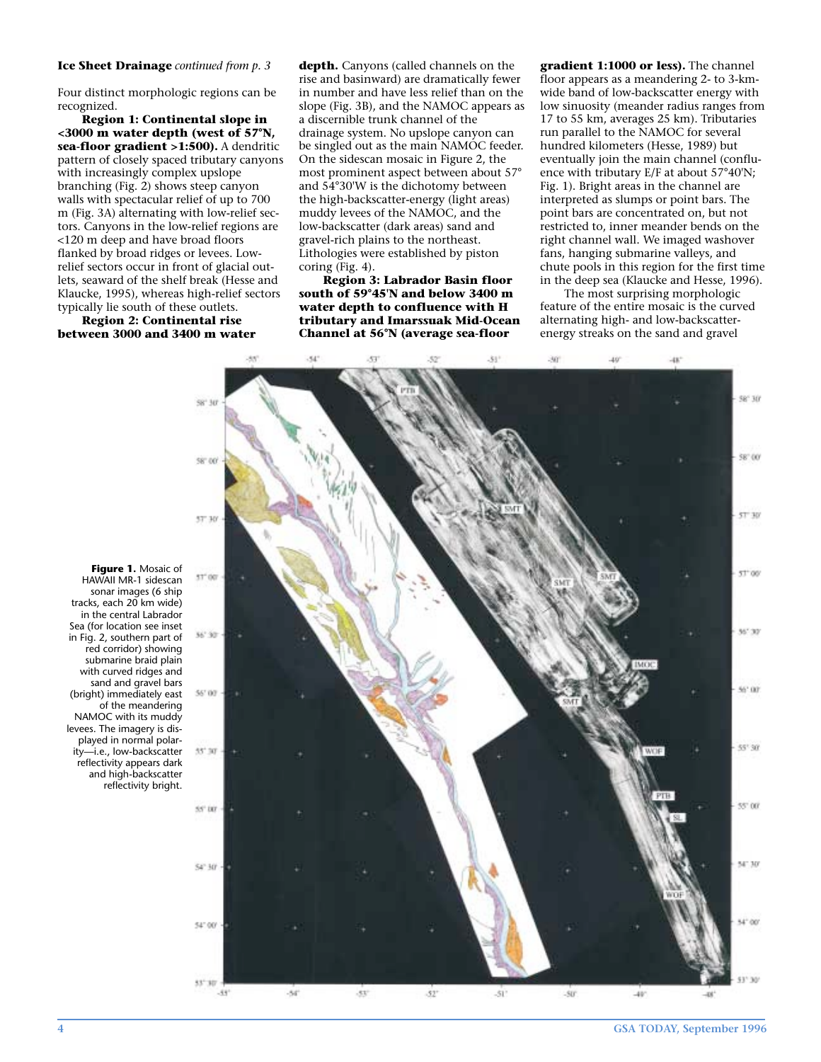**Ice Sheet Drainage** *continued from p. 3*

Four distinct morphologic regions can be recognized.

**Region 1: Continental slope in <3000 m water depth (west of 57°N, sea-floor gradient >1:500).** A dendritic pattern of closely spaced tributary canyons with increasingly complex upslope branching (Fig. 2) shows steep canyon walls with spectacular relief of up to 700 m (Fig. 3A) alternating with low-relief sectors. Canyons in the low-relief regions are <120 m deep and have broad floors flanked by broad ridges or levees. Low-relief sectors occur in front of glacial outlets, seaward of the shelf break (Hesse and Klaucke, 1995), whereas high-relief sectors typically lie south of these outlets.

**Region 2: Continental rise between 3000 and 3400 m water depth.** Canyons (called channels on the rise and basinward) are dramatically fewer in number and have less relief than on the slope (Fig. 3B), and the NAMOC appears as a discernible trunk channel of the drainage system. No upslope canyon can be singled out as the main NAMOC feeder. On the sidescan mosaic in Figure 2, the most prominent aspect between about 57° and 54°30'W is the dichotomy between the high-backscatter-energy (light areas) muddy levees of the NAMOC, and the low-backscatter (dark areas) sand and gravel-rich plains to the northeast. Lithologies were established by piston coring (Fig. 4).

**Region 3: Labrador Basin floor south of 59°45'N and below 3400 m water depth to confluence with H tributary and Imarssuak Mid-Ocean Channel at 56°N (average sea-floor gradient 1:1000 or less).** The channel floor appears as a meandering 2- to 3-km-wide band of low-backscatter energy with low sinuosity (meander radius ranges from 17 to 55 km, averages 25 km). Tributaries run parallel to the NAMOC for several hundred kilometers (Hesse, 1989) but eventually join the main channel (confluence with tributary E/F at about 57°40'N; Fig. 1). Bright areas in the channel are interpreted as slumps or point bars. The point bars are concentrated on, but not restricted to, inner meander bends on the right channel wall. We imaged washover fans, hanging submarine valleys, and chute pools in this region for the first time in the deep sea (Klaucke and Hesse, 1996).

The most surprising morphologic feature of the entire mosaic is the curved alternating high- and low-backscatter-energy streaks on the sand and gravel

**Figure 1.** Mosaic of HAWAII MR-1 sidescan sonar images (6 ship tracks, each 20 km wide) in the central Labrador Sea (for location see inset in Fig. 2, southern part of red corridor) showing submarine braid plain with curved ridges and sand and gravel bars (bright) immediately east of the meandering NAMOC with its muddy levees. The imagery is displayed in normal polarity—i.e., low-backscatter reflectivity appears dark and high-backscatter reflectivity bright.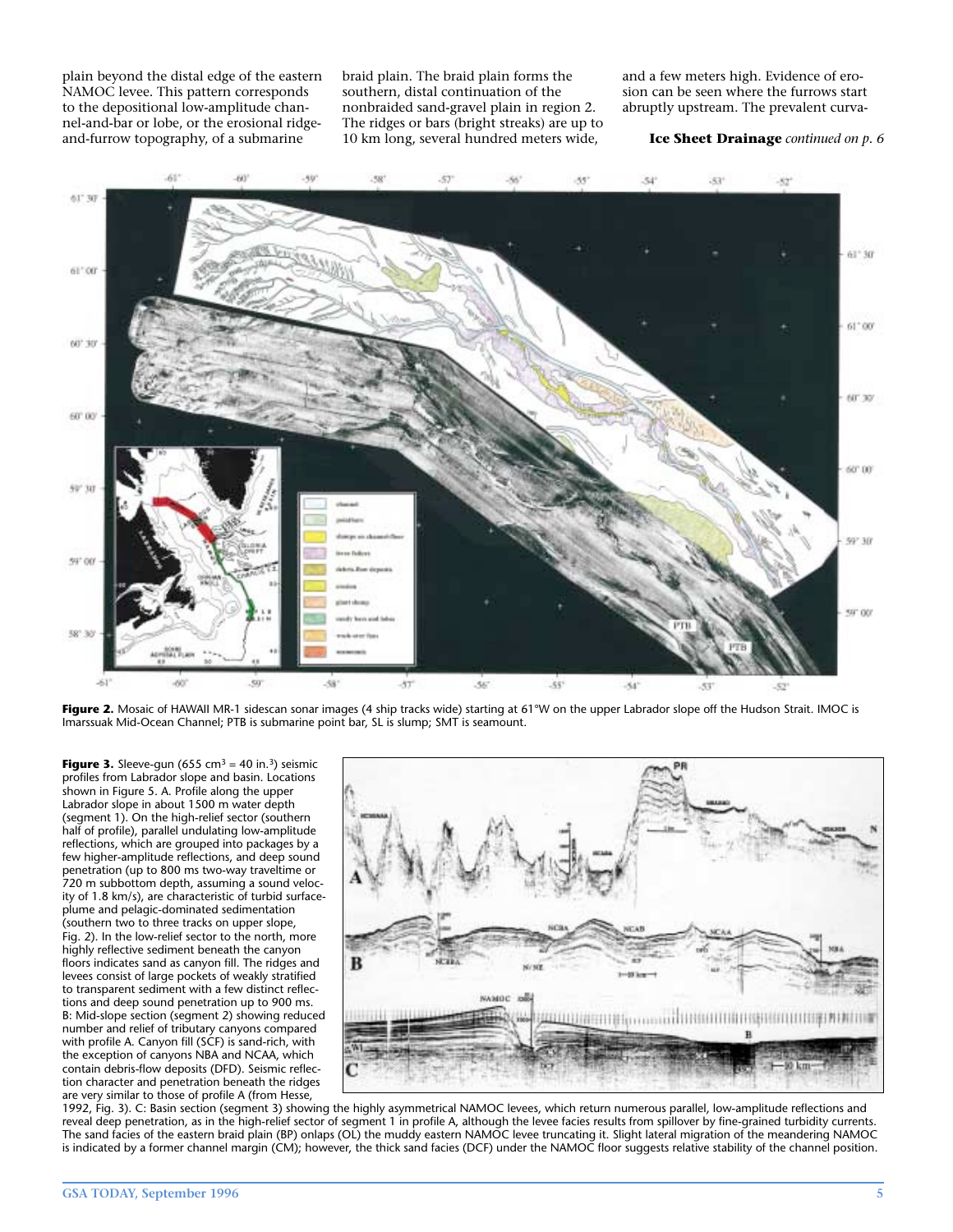plain beyond the distal edge of the eastern NAMOC levee. This pattern corresponds to the depositional low-amplitude channel-and-bar or lobe, or the erosional ridge-and-furrow topography, of a submarine braid plain. The braid plain forms the southern, distal continuation of the nonbraided sand-gravel plain in region 2. The ridges or bars (bright streaks) are up to 10 km long, several hundred meters wide, and a few meters high. Evidence of erosion can be seen where the furrows start abruptly upstream. The prevalent curva-

**Ice Sheet Drainage** *continued on p. 6*

**Figure 2.** Mosaic of HAWAII MR-1 sidescan sonar images (4 ship tracks wide) starting at 61°W on the upper Labrador slope off the Hudson Strait. IMOC is Imarssuak Mid-Ocean Channel; PTB is submarine point bar, SL is slump; SMT is seamount.

**Figure 3.** Sleeve-gun (655 cm³ = 40 in.³) seismic profiles from Labrador slope and basin. Locations shown in Figure 5. A. Profile along the upper Labrador slope in about 1500 m water depth (segment 1). On the high-relief sector (southern half of profile), parallel undulating low-amplitude reflections, which are grouped into packages by a few higher-amplitude reflections, and deep sound penetration (up to 800 ms two-way traveltime or 720 m subbottom depth, assuming a sound velocity of 1.8 km/s), are characteristic of turbid surface-plume and pelagic-dominated sedimentation (southern two to three tracks on upper slope, Fig. 2). In the low-relief sector to the north, more highly reflective sediment beneath the canyon floors indicates sand as canyon fill. The ridges and levees consist of large pockets of weakly stratified to transparent sediment with a few distinct reflections and deep sound penetration up to 900 ms. B: Mid-slope section (segment 2) showing reduced number and relief of tributary canyons compared with profile A. Canyon fill (SCF) is sand-rich, with the exception of canyons NBA and NCAA, which contain debris-flow deposits (DFD). Seismic reflection character and penetration beneath the ridges are very similar to those of profile A (from Hesse, 1992, Fig. 3). C: Basin section (segment 3) showing the highly asymmetrical NAMOC levees, which return numerous parallel, low-amplitude reflections and reveal deep penetration, as in the high-relief sector of segment 1 in profile A, although the levee facies results from spillover by fine-grained turbidity currents. The sand facies of the eastern braid plain (BP) onlaps (OL) the muddy eastern NAMOC levee truncating it. Slight lateral migration of the meandering NAMOC is indicated by a former channel margin (CM); however, the thick sand facies (DCF) under the NAMOC floor suggests relative stability of the channel position.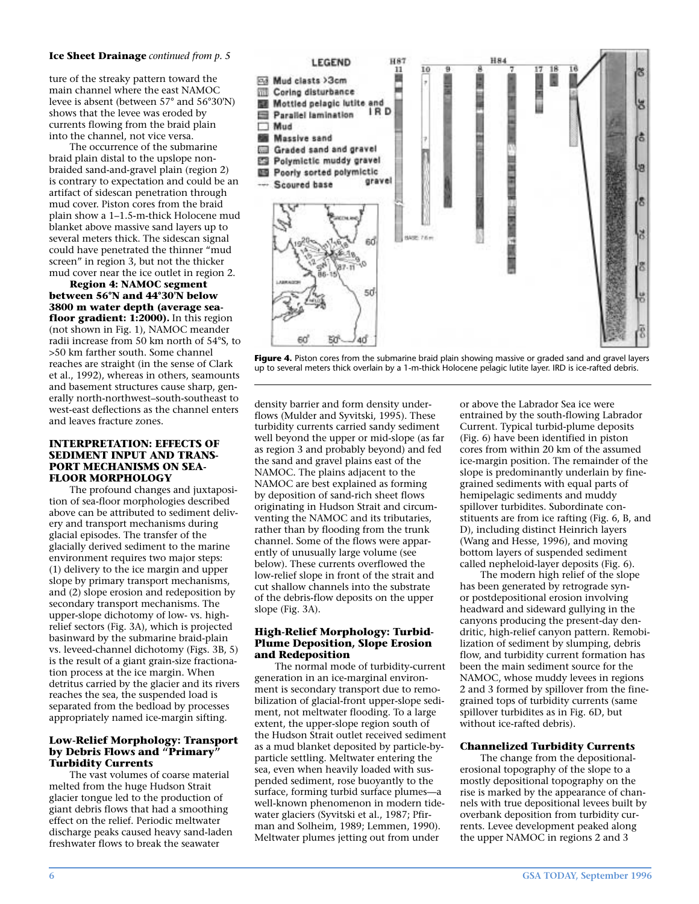**Ice Sheet Drainage** *continued from p. 5*

ture of the streaky pattern toward the main channel where the east NAMOC levee is absent (between 57° and 56°30'N) shows that the levee was eroded by currents flowing from the braid plain into the channel, not vice versa.

The occurrence of the submarine braid plain distal to the upslope non-braided sand-and-gravel plain (region 2) is contrary to expectation and could be an artifact of sidescan penetration through mud cover. Piston cores from the braid plain show a 1–1.5-m-thick Holocene mud blanket above massive sand layers up to several meters thick. The sidescan signal could have penetrated the thinner "mud screen" in region 3, but not the thicker mud cover near the ice outlet in region 2.

**Region 4: NAMOC segment between 56°N and 44°30'N below 3800 m water depth (average sea-floor gradient: 1:2000).** In this region (not shown in Fig. 1), NAMOC meander radii increase from 50 km north of 54°S, to >50 km farther south. Some channel reaches are straight (in the sense of Clark et al., 1992), whereas in others, seamounts and basement structures cause sharp, generally north-northwest–south-southeast to west-east deflections as the channel enters and leaves fracture zones.

## INTERPRETATION: EFFECTS OF SEDIMENT INPUT AND TRANSPORT MECHANISMS ON SEA-FLOOR MORPHOLOGY

The profound changes and juxtaposition of sea-floor morphologies described above can be attributed to sediment delivery and transport mechanisms during glacial episodes. The transfer of the glacially derived sediment to the marine environment requires two major steps: (1) delivery to the ice margin and upper slope by primary transport mechanisms, and (2) slope erosion and redeposition by secondary transport mechanisms. The upper-slope dichotomy of low- vs. high-relief sectors (Fig. 3A), which is projected basinward by the submarine braid-plain vs. leveed-channel dichotomy (Figs. 3B, 5) is the result of a giant grain-size fractionation process at the ice margin. When detritus carried by the glacier and its rivers reaches the sea, the suspended load is separated from the bedload by processes appropriately named ice-margin sifting.

### Low-Relief Morphology: Transport by Debris Flows and "Primary" Turbidity Currents

The vast volumes of coarse material melted from the huge Hudson Strait glacier tongue led to the production of giant debris flows that had a smoothing effect on the relief. Periodic meltwater discharge peaks caused heavy sand-laden freshwater flows to break the seawater density barrier and form density underflows (Mulder and Syvitski, 1995). These turbidity currents carried sandy sediment well beyond the upper or mid-slope (as far as region 3 and probably beyond) and fed the sand and gravel plains east of the NAMOC. The plains adjacent to the NAMOC are best explained as forming by deposition of sand-rich sheet flows originating in Hudson Strait and circumventing the NAMOC and its tributaries, rather than by flooding from the trunk channel. Some of the flows were apparently of unusually large volume (see below). These currents overflowed the low-relief slope in front of the strait and cut shallow channels into the substrate of the debris-flow deposits on the upper slope (Fig. 3A).

### High-Relief Morphology: Turbid-Plume Deposition, Slope Erosion and Redeposition

The normal mode of turbidity-current generation in an ice-marginal environment is secondary transport due to remobilization of glacial-front upper-slope sediment, not meltwater flooding. To a large extent, the upper-slope region south of the Hudson Strait outlet received sediment as a mud blanket deposited by particle-by-particle settling. Meltwater entering the sea, even when heavily loaded with suspended sediment, rose buoyantly to the surface, forming turbid surface plumes—a well-known phenomenon in modern tidewater glaciers (Syvitski et al., 1987; Pfirman and Solheim, 1989; Lemmen, 1990). Meltwater plumes jetting out from under or above the Labrador Sea ice were entrained by the south-flowing Labrador Current. Typical turbid-plume deposits (Fig. 6) have been identified in piston cores from within 20 km of the assumed ice-margin position. The remainder of the slope is predominantly underlain by fine-grained sediments with equal parts of hemipelagic sediments and muddy spillover turbidites. Subordinate constituents are from ice rafting (Fig. 6, B, and D), including distinct Heinrich layers (Wang and Hesse, 1996), and moving bottom layers of suspended sediment called nepheloid-layer deposits (Fig. 6).

The modern high relief of the slope has been generated by retrograde syn- or postdepositional erosion involving headward and sideward gullying in the canyons producing the present-day dendritic, high-relief canyon pattern. Remobilization of sediment by slumping, debris flow, and turbidity current formation has been the main sediment source for the NAMOC, whose muddy levees in regions 2 and 3 formed by spillover from the fine-grained tops of turbidity currents (same spillover turbidites as in Fig. 6D, but without ice-rafted debris).

### Channelized Turbidity Currents

The change from the depositional-erosional topography of the slope to a mostly depositional topography on the rise is marked by the appearance of channels with true depositional levees built by overbank deposition from turbidity currents. Levee development peaked along the upper NAMOC in regions 2 and 3

**Figure 4.** Piston cores from the submarine braid plain showing massive or graded sand and gravel layers up to several meters thick overlain by a 1-m-thick Holocene pelagic lutite layer. IRD is ice-rafted debris.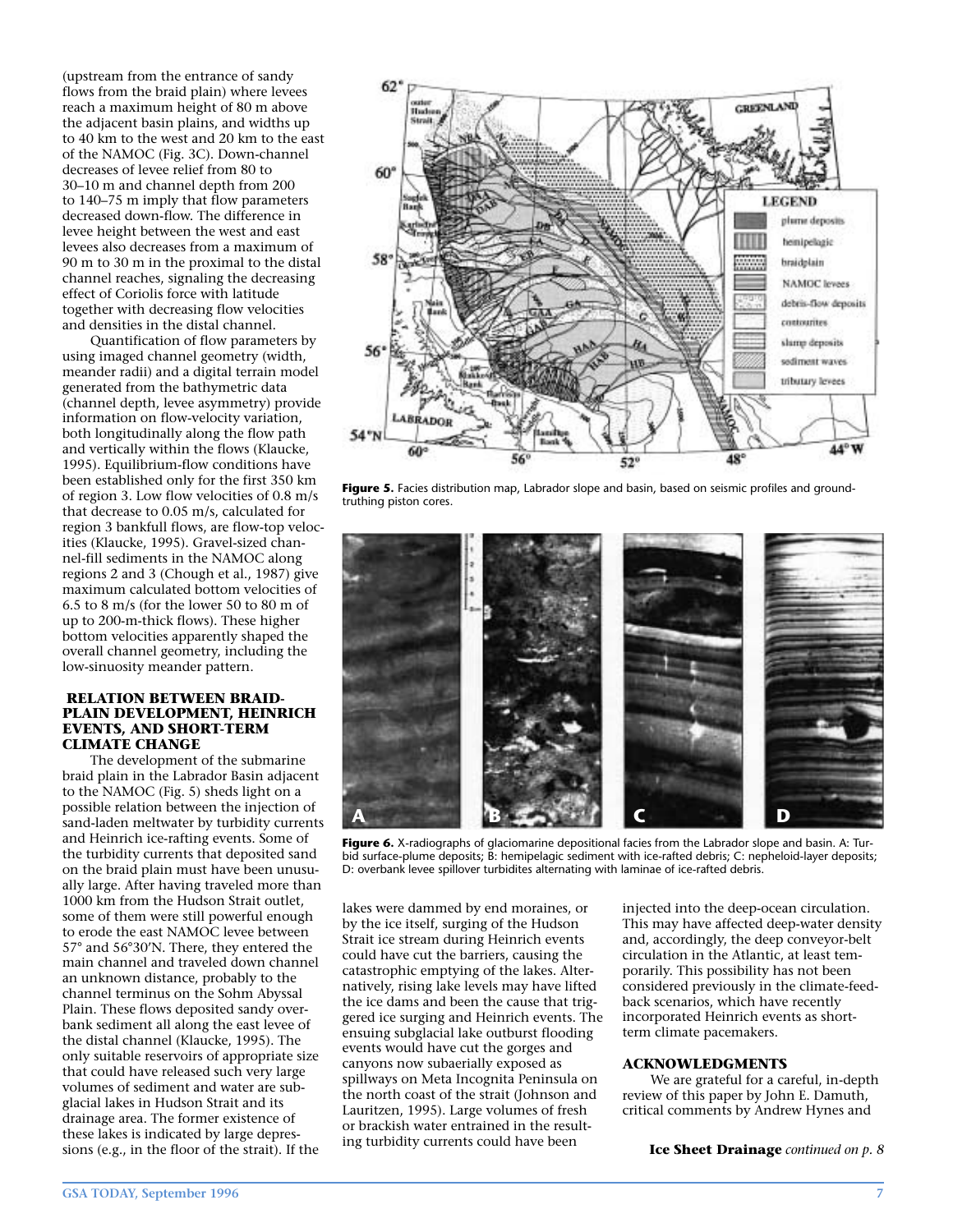(upstream from the entrance of sandy flows from the braid plain) where levees reach a maximum height of 80 m above the adjacent basin plains, and widths up to 40 km to the west and 20 km to the east of the NAMOC (Fig. 3C). Down-channel decreases of levee relief from 80 to 30–10 m and channel depth from 200 to 140–75 m imply that flow parameters decreased down-flow. The difference in levee height between the west and east levees also decreases from a maximum of 90 m to 30 m in the proximal to the distal channel reaches, signaling the decreasing effect of Coriolis force with latitude together with decreasing flow velocities and densities in the distal channel.

Quantification of flow parameters by using imaged channel geometry (width, meander radii) and a digital terrain model generated from the bathymetric data (channel depth, levee asymmetry) provide information on flow-velocity variation, both longitudinally along the flow path and vertically within the flows (Klaucke, 1995). Equilibrium-flow conditions have been established only for the first 350 km of region 3. Low flow velocities of 0.8 m/s that decrease to 0.05 m/s, calculated for region 3 bankfull flows, are flow-top velocities (Klaucke, 1995). Gravel-sized channel-fill sediments in the NAMOC along regions 2 and 3 (Chough et al., 1987) give maximum calculated bottom velocities of 6.5 to 8 m/s (for the lower 50 to 80 m of up to 200-m-thick flows). These higher bottom velocities apparently shaped the overall channel geometry, including the low-sinuosity meander pattern.

## RELATION BETWEEN BRAID-PLAIN DEVELOPMENT, HEINRICH EVENTS, AND SHORT-TERM CLIMATE CHANGE

The development of the submarine braid plain in the Labrador Basin adjacent to the NAMOC (Fig. 5) sheds light on a possible relation between the injection of sand-laden meltwater by turbidity currents and Heinrich ice-rafting events. Some of the turbidity currents that deposited sand on the braid plain must have been unusually large. After having traveled more than 1000 km from the Hudson Strait outlet, some of them were still powerful enough to erode the east NAMOC levee between 57° and 56°30′N. There, they entered the main channel and traveled down channel an unknown distance, probably to the channel terminus on the Sohm Abyssal Plain. These flows deposited sandy overbank sediment all along the east levee of the distal channel (Klaucke, 1995). The only suitable reservoirs of appropriate size that could have released such very large volumes of sediment and water are subglacial lakes in Hudson Strait and its drainage area. The former existence of these lakes is indicated by large depressions (e.g., in the floor of the strait). If the lakes were dammed by end moraines, or by the ice itself, surging of the Hudson Strait ice stream during Heinrich events could have cut the barriers, causing the catastrophic emptying of the lakes. Alternatively, rising lake levels may have lifted the ice dams and been the cause that triggered ice surging and Heinrich events. The ensuing subglacial lake outburst flooding events would have cut the gorges and canyons now subaerially exposed as spillways on Meta Incognita Peninsula on the north coast of the strait (Johnson and Lauritzen, 1995). Large volumes of fresh or brackish water entrained in the resulting turbidity currents could have been injected into the deep-ocean circulation. This may have affected deep-water density and, accordingly, the deep conveyor-belt circulation in the Atlantic, at least temporarily. This possibility has not been considered previously in the climate-feedback scenarios, which have recently incorporated Heinrich events as short-term climate pacemakers.

**Figure 5.** Facies distribution map, Labrador slope and basin, based on seismic profiles and ground-truthing piston cores.

**Figure 6.** X-radiographs of glaciomarine depositional facies from the Labrador slope and basin. A: Turbid surface-plume deposits; B: hemipelagic sediment with ice-rafted debris; C: nepheloid-layer deposits; D: overbank levee spillover turbidites alternating with laminae of ice-rafted debris.

## ACKNOWLEDGMENTS

We are grateful for a careful, in-depth review of this paper by John E. Damuth, critical comments by Andrew Hynes and

**Ice Sheet Drainage** *continued on p. 8*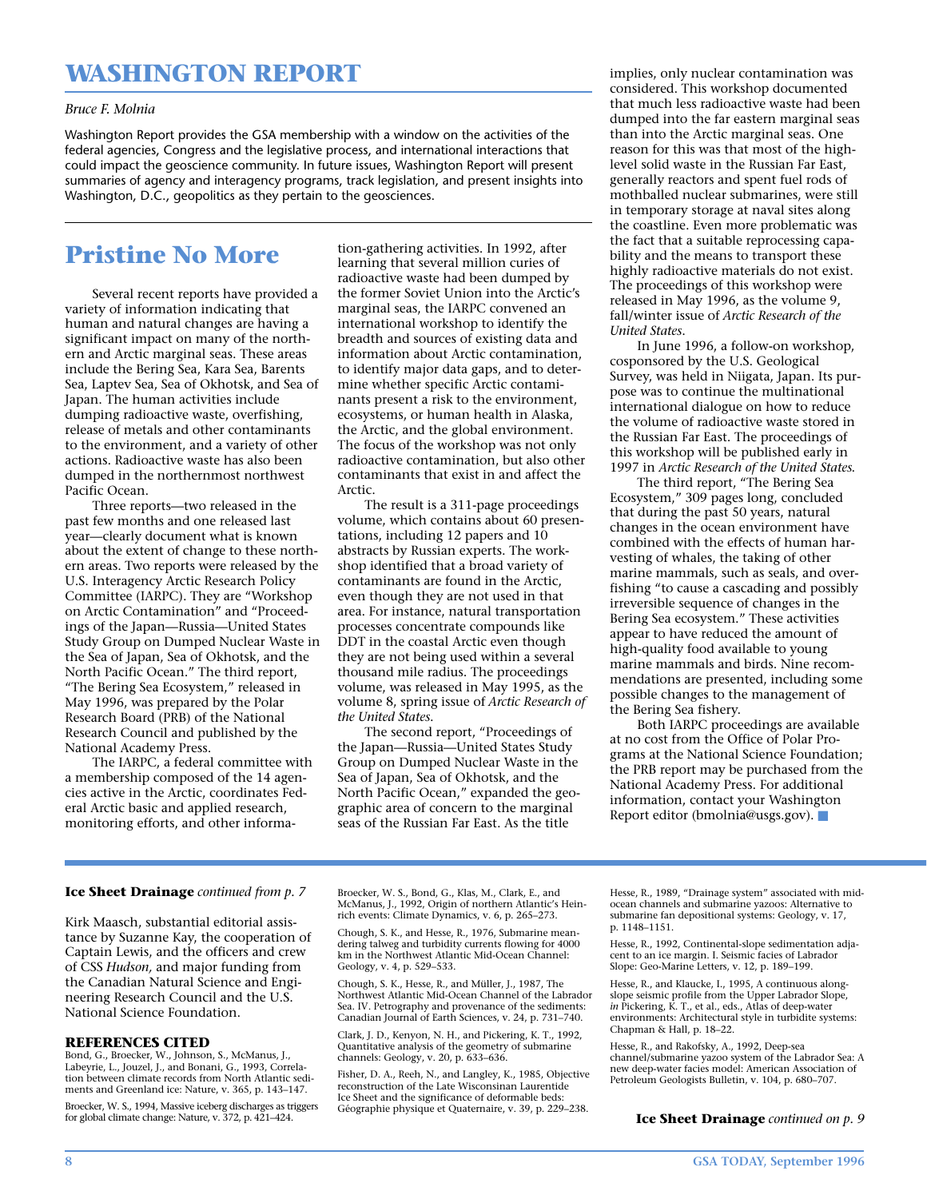# WASHINGTON REPORT

*Bruce F. Molnia*

Washington Report provides the GSA membership with a window on the activities of the federal agencies, Congress and the legislative process, and international interactions that could impact the geoscience community. In future issues, Washington Report will present summaries of agency and interagency programs, track legislation, and present insights into Washington, D.C., geopolitics as they pertain to the geosciences.

## Pristine No More

Several recent reports have provided a variety of information indicating that human and natural changes are having a significant impact on many of the northern and Arctic marginal seas. These areas include the Bering Sea, Kara Sea, Barents Sea, Laptev Sea, Sea of Okhotsk, and Sea of Japan. The human activities include dumping radioactive waste, overfishing, release of metals and other contaminants to the environment, and a variety of other actions. Radioactive waste has also been dumped in the northernmost northwest Pacific Ocean.

Three reports—two released in the past few months and one released last year—clearly document what is known about the extent of change to these northern areas. Two reports were released by the U.S. Interagency Arctic Research Policy Committee (IARPC). They are "Workshop on Arctic Contamination" and "Proceedings of the Japan—Russia—United States Study Group on Dumped Nuclear Waste in the Sea of Japan, Sea of Okhotsk, and the North Pacific Ocean." The third report, "The Bering Sea Ecosystem," released in May 1996, was prepared by the Polar Research Board (PRB) of the National Research Council and published by the National Academy Press.

The IARPC, a federal committee with a membership composed of the 14 agencies active in the Arctic, coordinates Federal Arctic basic and applied research, monitoring efforts, and other information-gathering activities. In 1992, after learning that several million curies of radioactive waste had been dumped by the former Soviet Union into the Arctic's marginal seas, the IARPC convened an international workshop to identify the breadth and sources of existing data and information about Arctic contamination, to identify major data gaps, and to determine whether specific Arctic contaminants present a risk to the environment, ecosystems, or human health in Alaska, the Arctic, and the global environment. The focus of the workshop was not only radioactive contamination, but also other contaminants that exist in and affect the Arctic.

The result is a 311-page proceedings volume, which contains about 60 presentations, including 12 papers and 10 abstracts by Russian experts. The workshop identified that a broad variety of contaminants are found in the Arctic, even though they are not used in that area. For instance, natural transportation processes concentrate compounds like DDT in the coastal Arctic even though they are not being used within a several thousand mile radius. The proceedings volume, was released in May 1995, as the volume 8, spring issue of *Arctic Research of the United States.*

The second report, "Proceedings of the Japan—Russia—United States Study Group on Dumped Nuclear Waste in the Sea of Japan, Sea of Okhotsk, and the North Pacific Ocean," expanded the geographic area of concern to the marginal seas of the Russian Far East. As the title implies, only nuclear contamination was considered. This workshop documented that much less radioactive waste had been dumped into the far eastern marginal seas than into the Arctic marginal seas. One reason for this was that most of the high-level solid waste in the Russian Far East, generally reactors and spent fuel rods of mothballed nuclear submarines, were still in temporary storage at naval sites along the coastline. Even more problematic was the fact that a suitable reprocessing capability and the means to transport these highly radioactive materials do not exist. The proceedings of this workshop were released in May 1996, as the volume 9, fall/winter issue of *Arctic Research of the United States.*

In June 1996, a follow-on workshop, cosponsored by the U.S. Geological Survey, was held in Niigata, Japan. Its purpose was to continue the multinational international dialogue on how to reduce the volume of radioactive waste stored in the Russian Far East. The proceedings of this workshop will be published early in 1997 in *Arctic Research of the United States.*

The third report, "The Bering Sea Ecosystem," 309 pages long, concluded that during the past 50 years, natural changes in the ocean environment have combined with the effects of human harvesting of whales, the taking of other marine mammals, such as seals, and overfishing "to cause a cascading and possibly irreversible sequence of changes in the Bering Sea ecosystem." These activities appear to have reduced the amount of high-quality food available to young marine mammals and birds. Nine recommendations are presented, including some possible changes to the management of the Bering Sea fishery.

Both IARPC proceedings are available at no cost from the Office of Polar Programs at the National Science Foundation; the PRB report may be purchased from the National Academy Press. For additional information, contact your Washington Report editor (bmolnia@usgs.gov). ■

---

**Ice Sheet Drainage** *continued from p. 7*

Kirk Maasch, substantial editorial assistance by Suzanne Kay, the cooperation of Captain Lewis, and the officers and crew of CSS *Hudson,* and major funding from the Canadian Natural Science and Engineering Research Council and the U.S. National Science Foundation.

### REFERENCES CITED

Bond, G., Broecker, W., Johnson, S., McManus, J., Labeyrie, L., Jouzel, J., and Bonani, G., 1993, Correlation between climate records from North Atlantic sediments and Greenland ice: Nature, v. 365, p. 143–147.

Broecker, W. S., 1994, Massive iceberg discharges as triggers for global climate change: Nature, v. 372, p. 421–424.

Broecker, W. S., Bond, G., Klas, M., Clark, E., and McManus, J., 1992, Origin of northern Atlantic's Heinrich events: Climate Dynamics, v. 6, p. 265–273.

Chough, S. K., and Hesse, R., 1976, Submarine meandering talweg and turbidity currents flowing for 4000 km in the Northwest Atlantic Mid-Ocean Channel: Geology, v. 4, p. 529–533.

Chough, S. K., Hesse, R., and Müller, J., 1987, The Northwest Atlantic Mid-Ocean Channel of the Labrador Sea. IV. Petrography and provenance of the sediments: Canadian Journal of Earth Sciences, v. 24, p. 731–740.

Clark, J. D., Kenyon, N. H., and Pickering, K. T., 1992, Quantitative analysis of the geometry of submarine channels: Geology, v. 20, p. 633–636.

Fisher, D. A., Reeh, N., and Langley, K., 1985, Objective reconstruction of the Late Wisconsinan Laurentide Ice Sheet and the significance of deformable beds: Géographie physique et Quaternaire, v. 39, p. 229–238.

Hesse, R., 1989, "Drainage system" associated with mid-ocean channels and submarine yazoos: Alternative to submarine fan depositional systems: Geology, v. 17, p. 1148–1151.

Hesse, R., 1992, Continental-slope sedimentation adjacent to an ice margin. I. Seismic facies of Labrador Slope: Geo-Marine Letters, v. 12, p. 189–199.

Hesse, R., and Klaucke, I., 1995, A continuous along-slope seismic profile from the Upper Labrador Slope, *in* Pickering, K. T., et al., eds., Atlas of deep-water environments: Architectural style in turbidite systems: Chapman & Hall, p. 18–22.

Hesse, R., and Rakofsky, A., 1992, Deep-sea channel/submarine yazoo system of the Labrador Sea: A new deep-water facies model: American Association of Petroleum Geologists Bulletin, v. 104, p. 680–707.

**Ice Sheet Drainage** *continued on p. 9*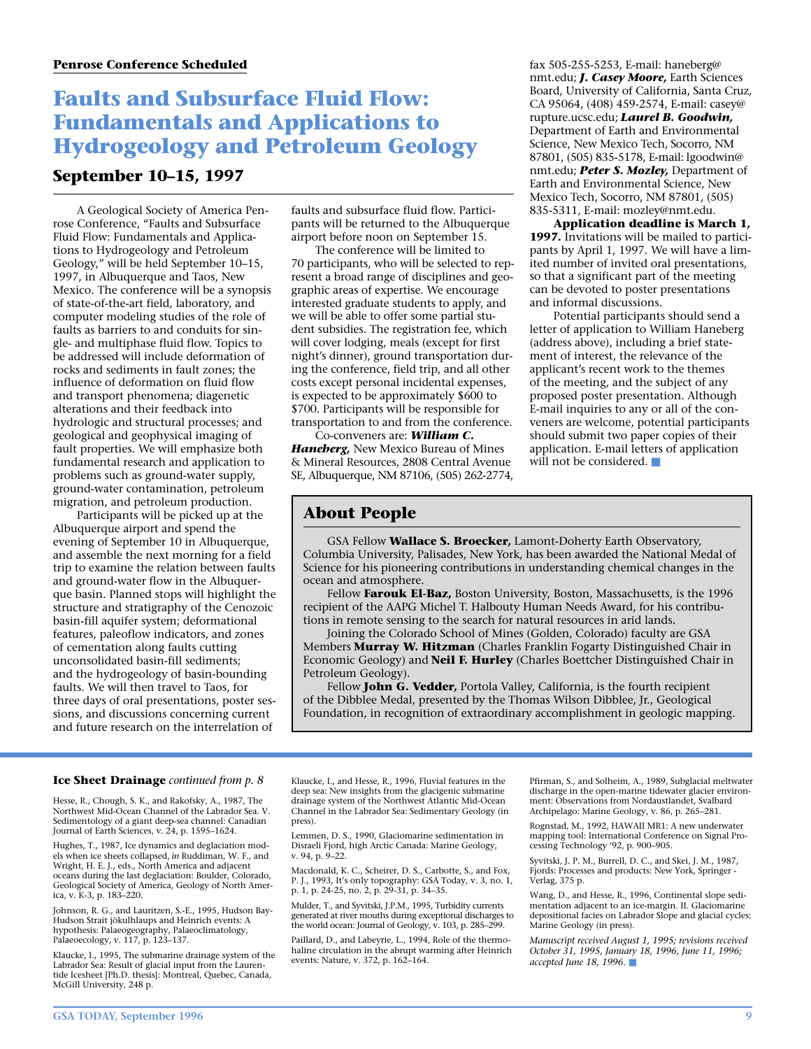**Penrose Conference Scheduled**

# Faults and Subsurface Fluid Flow: Fundamentals and Applications to Hydrogeology and Petroleum Geology

## September 10–15, 1997

A Geological Society of America Penrose Conference, "Faults and Subsurface Fluid Flow: Fundamentals and Applications to Hydrogeology and Petroleum Geology," will be held September 10–15, 1997, in Albuquerque and Taos, New Mexico. The conference will be a synopsis of state-of-the-art field, laboratory, and computer modeling studies of the role of faults as barriers to and conduits for single- and multiphase fluid flow. Topics to be addressed will include deformation of rocks and sediments in fault zones; the influence of deformation on fluid flow and transport phenomena; diagenetic alterations and their feedback into hydrologic and structural processes; and geological and geophysical imaging of fault properties. We will emphasize both fundamental research and application to problems such as ground-water supply, ground-water contamination, petroleum migration, and petroleum production.

Participants will be picked up at the Albuquerque airport and spend the evening of September 10 in Albuquerque, and assemble the next morning for a field trip to examine the relation between faults and ground-water flow in the Albuquerque basin. Planned stops will highlight the structure and stratigraphy of the Cenozoic basin-fill aquifer system; deformational features, paleoflow indicators, and zones of cementation along faults cutting unconsolidated basin-fill sediments; and the hydrogeology of basin-bounding faults. We will then travel to Taos, for three days of oral presentations, poster sessions, and discussions concerning current and future research on the interrelation of faults and subsurface fluid flow. Participants will be returned to the Albuquerque airport before noon on September 15.

The conference will be limited to 70 participants, who will be selected to represent a broad range of disciplines and geographic areas of expertise. We encourage interested graduate students to apply, and we will be able to offer some partial student subsidies. The registration fee, which will cover lodging, meals (except for first night's dinner), ground transportation during the conference, field trip, and all other costs except personal incidental expenses, is expected to be approximately $600 to $700. Participants will be responsible for transportation to and from the conference.

Co-conveners are: ***William C. Haneberg,*** New Mexico Bureau of Mines & Mineral Resources, 2808 Central Avenue SE, Albuquerque, NM 87106, (505) 262-2774, fax 505-255-5253, E-mail: haneberg@nmt.edu; ***J. Casey Moore,*** Earth Sciences Board, University of California, Santa Cruz, CA 95064, (408) 459-2574, E-mail: casey@rupture.ucsc.edu; ***Laurel B. Goodwin,*** Department of Earth and Environmental Science, New Mexico Tech, Socorro, NM 87801, (505) 835-5178, E-mail: lgoodwin@nmt.edu; ***Peter S. Mozley,*** Department of Earth and Environmental Science, New Mexico Tech, Socorro, NM 87801, (505) 835-5311, E-mail: mozley@nmt.edu.

**Application deadline is March 1, 1997.** Invitations will be mailed to participants by April 1, 1997. We will have a limited number of invited oral presentations, so that a significant part of the meeting can be devoted to poster presentations and informal discussions.

Potential participants should send a letter of application to William Haneberg (address above), including a brief statement of interest, the relevance of the applicant's recent work to the themes of the meeting, and the subject of any proposed poster presentation. Although E-mail inquiries to any or all of the conveners are welcome, potential participants should submit two paper copies of their application. E-mail letters of application will not be considered.

## About People

GSA Fellow **Wallace S. Broecker,** Lamont-Doherty Earth Observatory, Columbia University, Palisades, New York, has been awarded the National Medal of Science for his pioneering contributions in understanding chemical changes in the ocean and atmosphere.

Fellow **Farouk El-Baz,** Boston University, Boston, Massachusetts, is the 1996 recipient of the AAPG Michel T. Halbouty Human Needs Award, for his contributions in remote sensing to the search for natural resources in arid lands.

Joining the Colorado School of Mines (Golden, Colorado) faculty are GSA Members **Murray W. Hitzman** (Charles Franklin Fogarty Distinguished Chair in Economic Geology) and **Neil F. Hurley** (Charles Boettcher Distinguished Chair in Petroleum Geology).

Fellow **John G. Vedder,** Portola Valley, California, is the fourth recipient of the Dibblee Medal, presented by the Thomas Wilson Dibblee, Jr., Geological Foundation, in recognition of extraordinary accomplishment in geologic mapping.

**Ice Sheet Drainage** *continued from p. 8*

Hesse, R., Chough, S. K., and Rakofsky, A., 1987, The Northwest Mid-Ocean Channel of the Labrador Sea. V. Sedimentology of a giant deep-sea channel: Canadian Journal of Earth Sciences, v. 24, p. 1595–1624.

Hughes, T., 1987, Ice dynamics and deglaciation models when ice sheets collapsed, *in* Ruddiman, W. F., and Wright, H. E. J., eds., North America and adjacent oceans during the last deglaciation: Boulder, Colorado, Geological Society of America, Geology of North America, v. K-3, p. 183–220.

Johnson, R. G., and Lauritzen, S.-E., 1995, Hudson Bay-Hudson Strait jökulhlaups and Heinrich events: A hypothesis: Palaeogeography, Palaeoclimatology, Palaeoecology, v. 117, p. 123–137.

Klaucke, I., 1995, The submarine drainage system of the Labrador Sea: Result of glacial input from the Laurentide Icesheet [Ph.D. thesis]: Montreal, Quebec, Canada, McGill University, 248 p.

Klaucke, I., and Hesse, R., 1996, Fluvial features in the deep sea: New insights from the glacigenic submarine drainage system of the Northwest Atlantic Mid-Ocean Channel in the Labrador Sea: Sedimentary Geology (in press).

Lemmen, D. S., 1990, Glaciomarine sedimentation in Disraeli Fjord, high Arctic Canada: Marine Geology, v. 94, p. 9–22.

Macdonald, K. C., Scheirer, D. S., Carbotte, S., and Fox, P. J., 1993, It's only topography: GSA Today, v. 3, no. 1, p. 1, p. 24-25, no. 2, p. 29-31, p. 34–35.

Mulder, T., and Syvitski, J.P.M., 1995, Turbidity currents generated at river mouths during exceptional discharges to the world ocean: Journal of Geology, v. 103, p. 285–299.

Paillard, D., and Labeyrie, L., 1994, Role of the thermohaline circulation in the abrupt warming after Heinrich events: Nature, v. 372, p. 162–164.

Pfirman, S., and Solheim, A., 1989, Subglacial meltwater discharge in the open-marine tidewater glacier environment: Observations from Nordaustlandet, Svalbard Archipelago: Marine Geology, v. 86, p. 265–281.

Rognstad, M., 1992, HAWAII MR1: A new underwater mapping tool: International Conference on Signal Processing Technology '92, p. 900–905.

Syvitski, J. P. M., Burrell, D. C., and Skei, J. M., 1987, Fjords: Processes and products: New York, Springer-Verlag, 375 p.

Wang, D., and Hesse, R., 1996, Continental slope sedimentation adjacent to an ice-margin. II. Glaciomarine depositional facies on Labrador Slope and glacial cycles: Marine Geology (in press).

*Manuscript received August 1, 1995; revisions received October 31, 1995, January 18, 1996, June 11, 1996; accepted June 18, 1996.*